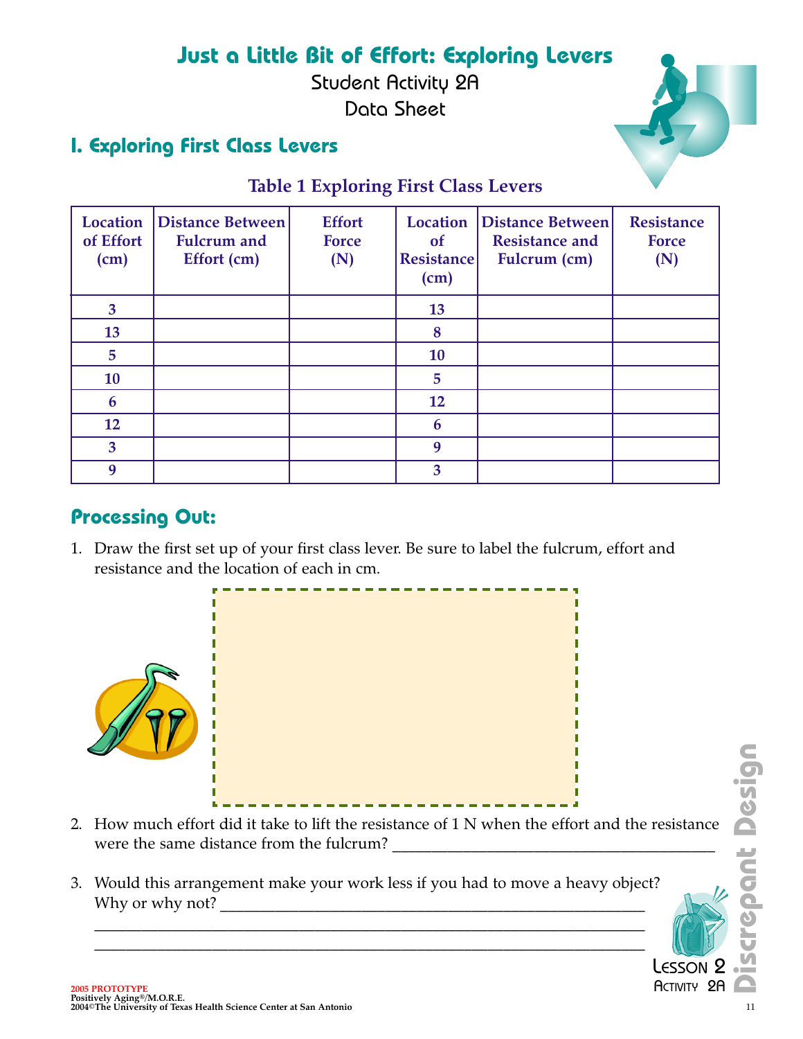# Just a Little Bit of Effort: Exploring Levers

Student Activity 2A

Data Sheet

## I. Exploring First Class Levers

**Table 1 Exploring First Class Levers**

| Location of Effort (cm) | Distance Between Fulcrum and Effort (cm) | Effort Force (N) | Location of Resistance (cm) | Distance Between Resistance and Fulcrum (cm) | Resistance Force (N) |
|---|---|---|---|---|---|
| 3 | | | 13 | | |
| 13 | | | 8 | | |
| 5 | | | 10 | | |
| 10 | | | 5 | | |
| 6 | | | 12 | | |
| 12 | | | 6 | | |
| 3 | | | 9 | | |
| 9 | | | 3 | | |

## Processing Out:

1. Draw the first set up of your first class lever. Be sure to label the fulcrum, effort and resistance and the location of each in cm.

2. How much effort did it take to lift the resistance of 1 N when the effort and the resistance were the same distance from the fulcrum? ________________________________________

3. Would this arrangement make your work less if you had to move a heavy object? Why or why not? ________________________________________
________________________________________
________________________________________

Lesson 2 Activity 2A

Discrepant Design

2005 PROTOTYPE
Positively Aging®/M.O.R.E.
2004©The University of Texas Health Science Center at San Antonio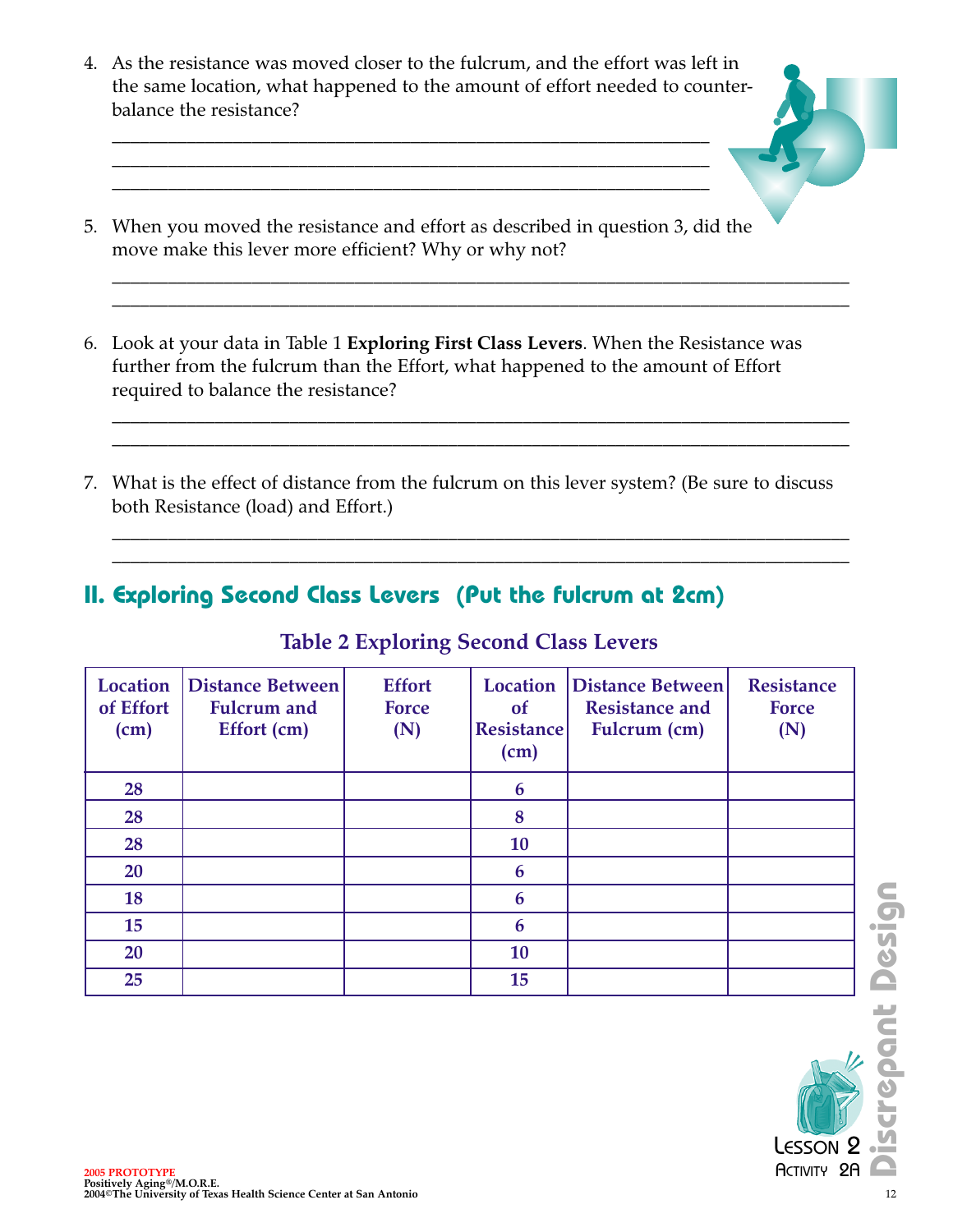4. As the resistance was moved closer to the fulcrum, and the effort was left in the same location, what happened to the amount of effort needed to counterbalance the resistance?

______________________________________________________________
______________________________________________________________
______________________________________________________________

5. When you moved the resistance and effort as described in question 3, did the move make this lever more efficient? Why or why not?

______________________________________________________________
______________________________________________________________

6. Look at your data in Table 1 **Exploring First Class Levers**. When the Resistance was further from the fulcrum than the Effort, what happened to the amount of Effort required to balance the resistance?

______________________________________________________________
______________________________________________________________

7. What is the effect of distance from the fulcrum on this lever system? (Be sure to discuss both Resistance (load) and Effort.)

______________________________________________________________
______________________________________________________________

## II. Exploring Second Class Levers (Put the fulcrum at 2cm)

**Table 2 Exploring Second Class Levers**

| Location of Effort (cm) | Distance Between Fulcrum and Effort (cm) | Effort Force (N) | Location of Resistance (cm) | Distance Between Resistance and Fulcrum (cm) | Resistance Force (N) |
|---|---|---|---|---|---|
| 28 | | | 6 | | |
| 28 | | | 8 | | |
| 28 | | | 10 | | |
| 20 | | | 6 | | |
| 18 | | | 6 | | |
| 15 | | | 6 | | |
| 20 | | | 10 | | |
| 25 | | | 15 | | |

Lesson 2
Activity 2A

Discrepant Design

2005 PROTOTYPE
Positively Aging®/M.O.R.E.
2004©The University of Texas Health Science Center at San Antonio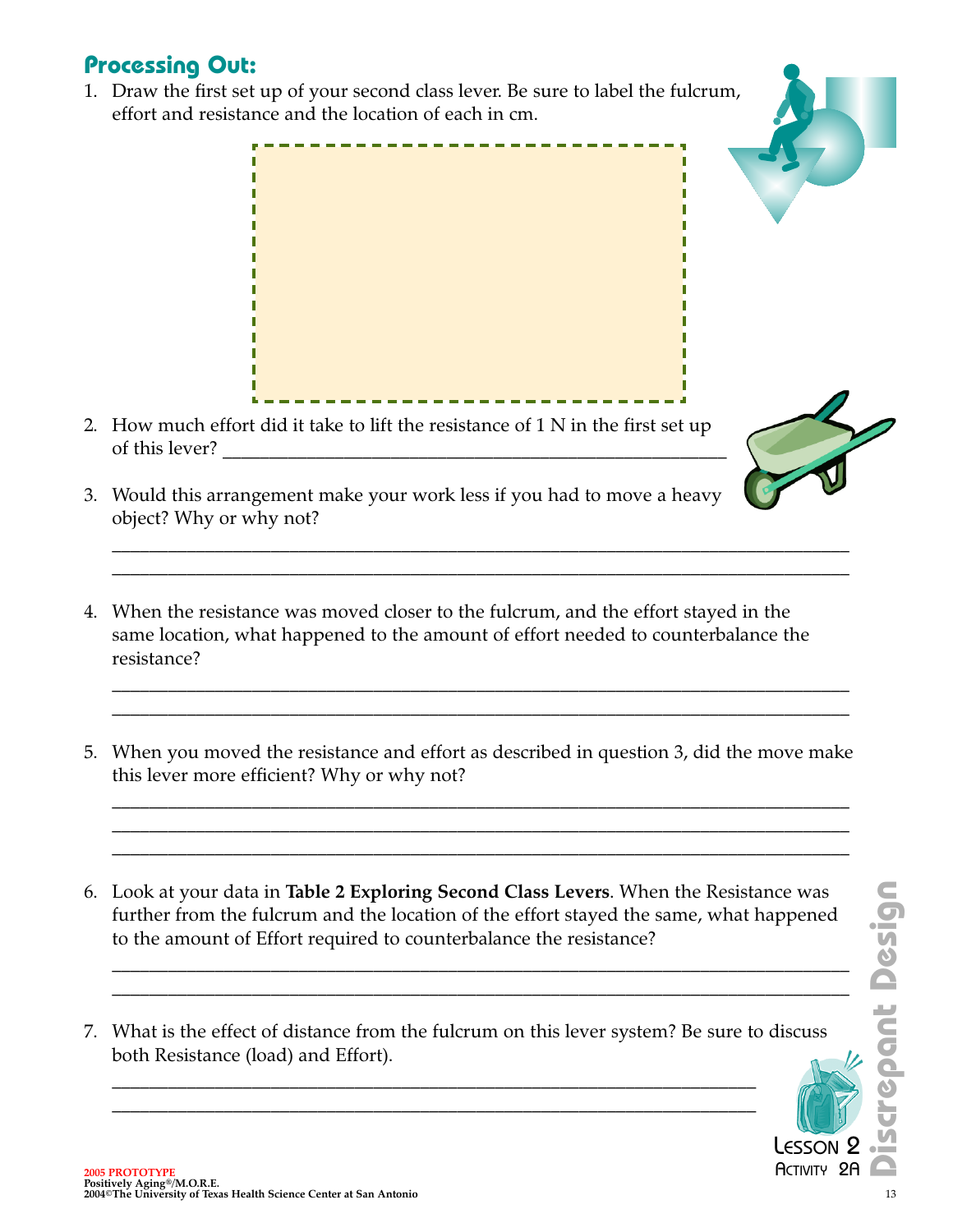## Processing Out:

1. Draw the first set up of your second class lever. Be sure to label the fulcrum, effort and resistance and the location of each in cm.

2. How much effort did it take to lift the resistance of 1 N in the first set up of this lever? ____________________________________________

3. Would this arrangement make your work less if you had to move a heavy object? Why or why not?

____________________________________________________________________________
____________________________________________________________________________

4. When the resistance was moved closer to the fulcrum, and the effort stayed in the same location, what happened to the amount of effort needed to counterbalance the resistance?

____________________________________________________________________________
____________________________________________________________________________

5. When you moved the resistance and effort as described in question 3, did the move make this lever more efficient? Why or why not?

____________________________________________________________________________
____________________________________________________________________________
____________________________________________________________________________

6. Look at your data in **Table 2 Exploring Second Class Levers**. When the Resistance was further from the fulcrum and the location of the effort stayed the same, what happened to the amount of Effort required to counterbalance the resistance?

____________________________________________________________________________
____________________________________________________________________________

7. What is the effect of distance from the fulcrum on this lever system? Be sure to discuss both Resistance (load) and Effort).

____________________________________________________________________________
____________________________________________________________________________

Lesson 2
Activity 2A
Discrepant Design

2005 PROTOTYPE
Positively Aging®/M.O.R.E.
2004©The University of Texas Health Science Center at San Antonio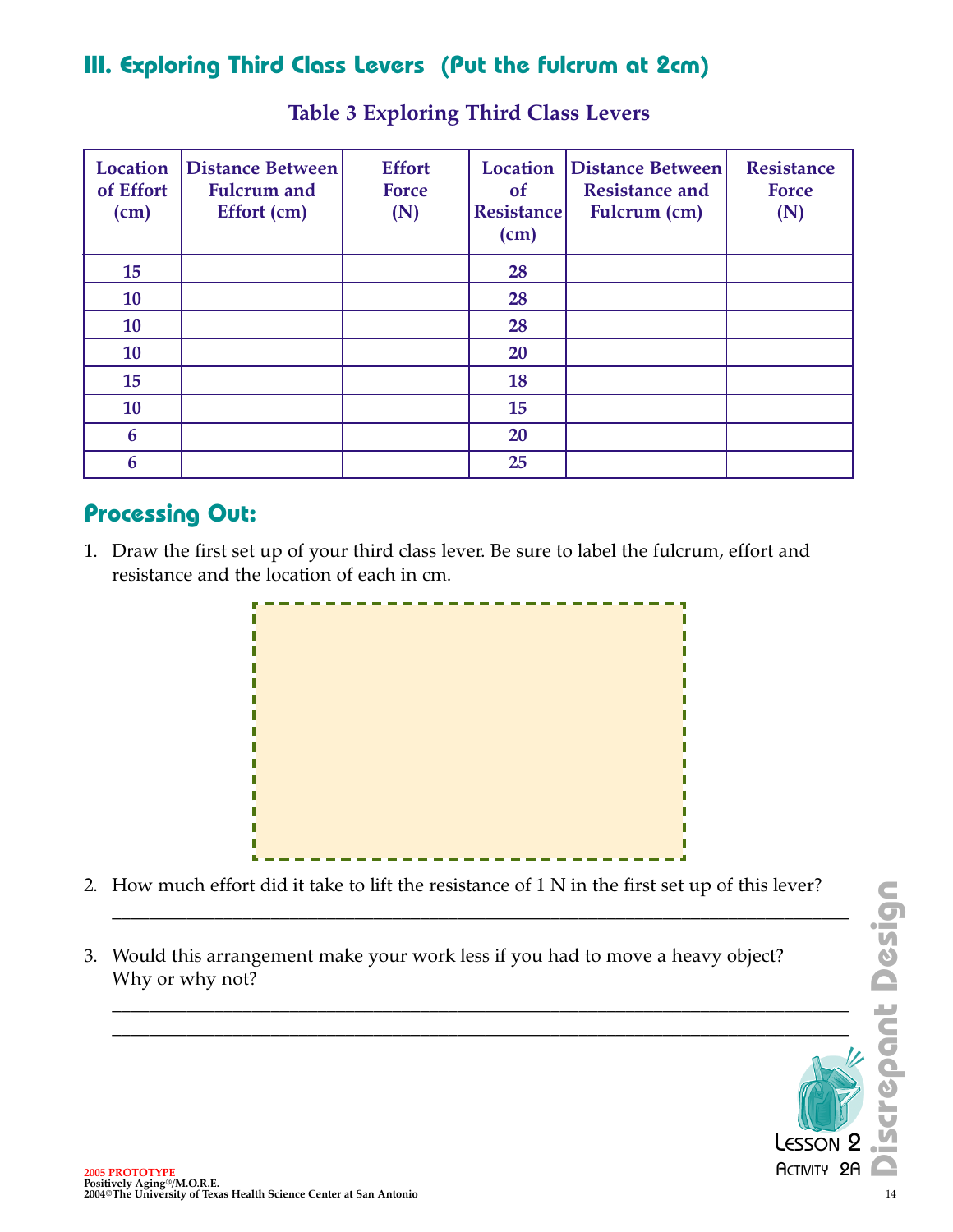## III. Exploring Third Class Levers (Put the Fulcrum at 2cm)

### Table 3 Exploring Third Class Levers

| Location of Effort (cm) | Distance Between Fulcrum and Effort (cm) | Effort Force (N) | Location of Resistance (cm) | Distance Between Resistance and Fulcrum (cm) | Resistance Force (N) |
|---|---|---|---|---|---|
| 15 | | | 28 | | |
| 10 | | | 28 | | |
| 10 | | | 28 | | |
| 10 | | | 20 | | |
| 15 | | | 18 | | |
| 10 | | | 15 | | |
| 6 | | | 20 | | |
| 6 | | | 25 | | |

## Processing Out:

1. Draw the first set up of your third class lever. Be sure to label the fulcrum, effort and resistance and the location of each in cm.

2. How much effort did it take to lift the resistance of 1 N in the first set up of this lever?
\_\_\_\_\_\_\_\_\_\_\_\_\_\_\_\_\_\_\_\_\_\_\_\_\_\_\_\_\_\_\_\_\_\_\_\_\_\_\_\_\_\_\_\_\_\_\_\_\_\_\_\_\_\_\_\_\_\_\_\_

3. Would this arrangement make your work less if you had to move a heavy object? Why or why not?
\_\_\_\_\_\_\_\_\_\_\_\_\_\_\_\_\_\_\_\_\_\_\_\_\_\_\_\_\_\_\_\_\_\_\_\_\_\_\_\_\_\_\_\_\_\_\_\_\_\_\_\_\_\_\_\_\_\_\_\_
\_\_\_\_\_\_\_\_\_\_\_\_\_\_\_\_\_\_\_\_\_\_\_\_\_\_\_\_\_\_\_\_\_\_\_\_\_\_\_\_\_\_\_\_\_\_\_\_\_\_\_\_\_\_\_\_\_\_\_\_

Discrepant Design

Lesson 2
Activity 2A

2005 PROTOTYPE
Positively Aging®/M.O.R.E.
2004©The University of Texas Health Science Center at San Antonio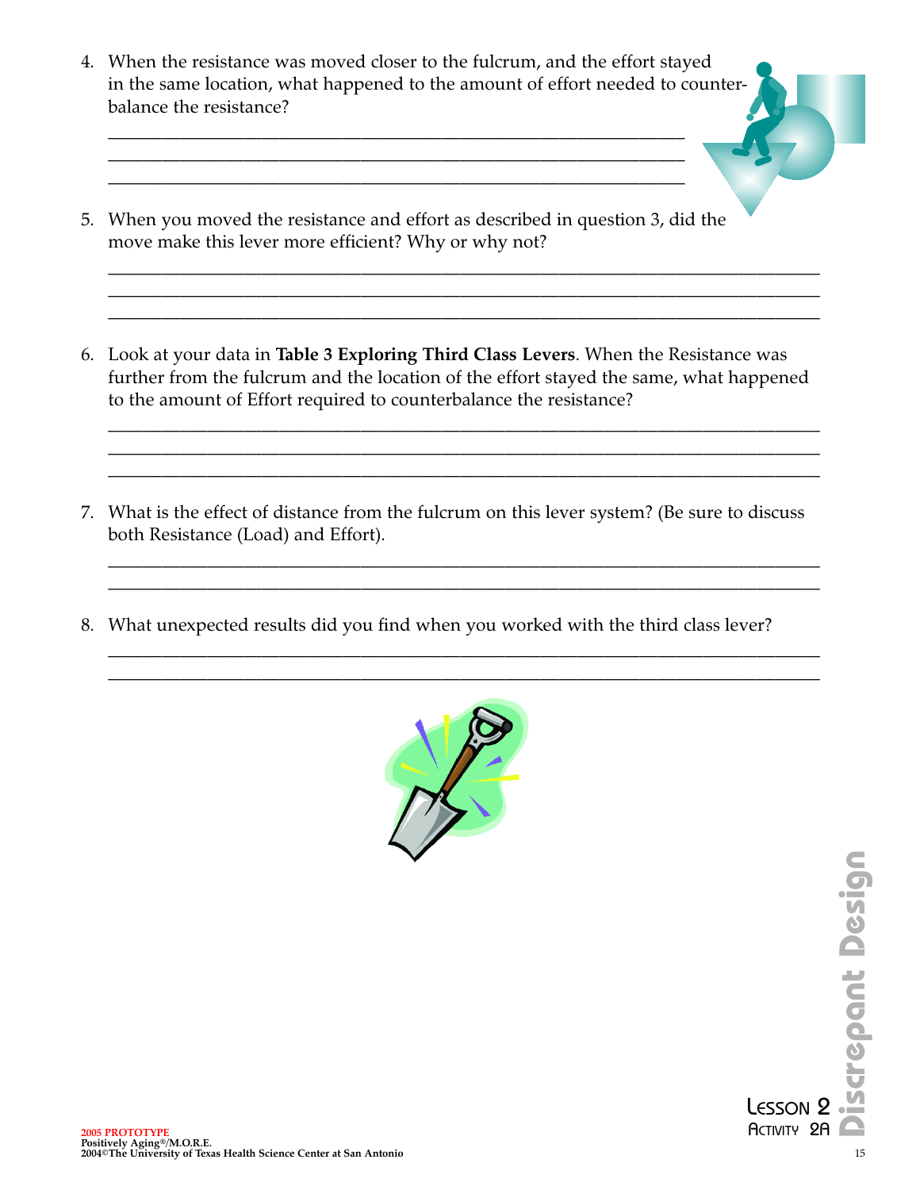4. When the resistance was moved closer to the fulcrum, and the effort stayed in the same location, what happened to the amount of effort needed to counter-balance the resistance?

_______________________________________________________________
_______________________________________________________________
_______________________________________________________________

5. When you moved the resistance and effort as described in question 3, did the move make this lever more efficient? Why or why not?

_______________________________________________________________
_______________________________________________________________
_______________________________________________________________

6. Look at your data in **Table 3 Exploring Third Class Levers**. When the Resistance was further from the fulcrum and the location of the effort stayed the same, what happened to the amount of Effort required to counterbalance the resistance?

_______________________________________________________________
_______________________________________________________________
_______________________________________________________________

7. What is the effect of distance from the fulcrum on this lever system? (Be sure to discuss both Resistance (Load) and Effort).

_______________________________________________________________
_______________________________________________________________

8. What unexpected results did you find when you worked with the third class lever?

_______________________________________________________________
_______________________________________________________________

2005 PROTOTYPE
Positively Aging®/M.O.R.E.
2004©The University of Texas Health Science Center at San Antonio

Lesson 2
Activity 2A
Discrepant Design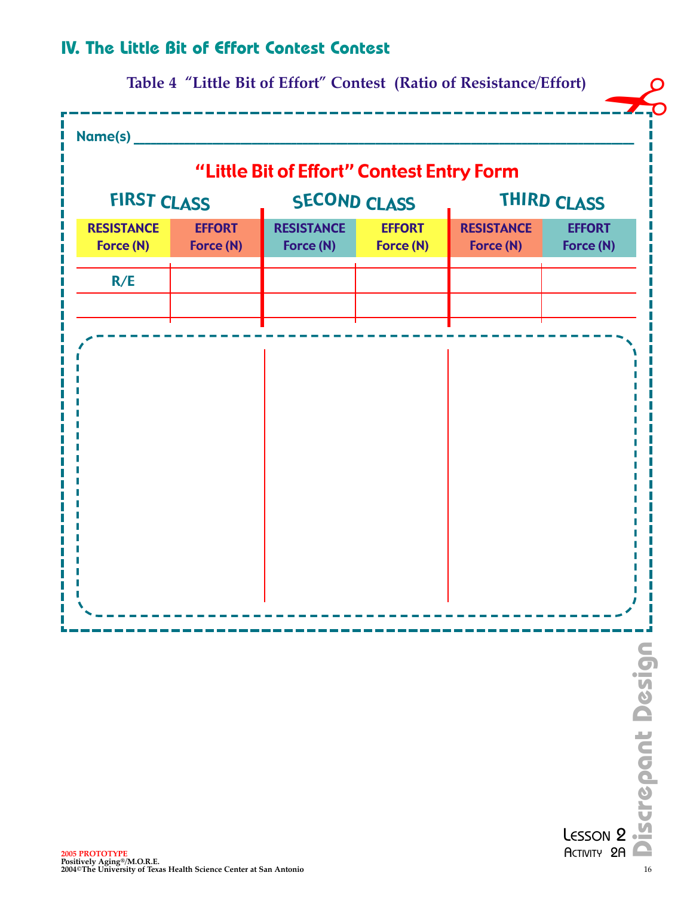## IV. The Little Bit of Effort Contest Contest

**Table 4 "Little Bit of Effort" Contest (Ratio of Resistance/Effort)**

Name(s) ___________________________________________

### "Little Bit of Effort" Contest Entry Form

| FIRST CLASS | | SECOND CLASS | | THIRD CLASS | |
|---|---|---|---|---|---|
| RESISTANCE Force (N) | EFFORT Force (N) | RESISTANCE Force (N) | EFFORT Force (N) | RESISTANCE Force (N) | EFFORT Force (N) |
| R/E | | | | | |
| | | | | | |

| | | |
|---|---|---|
| | | |